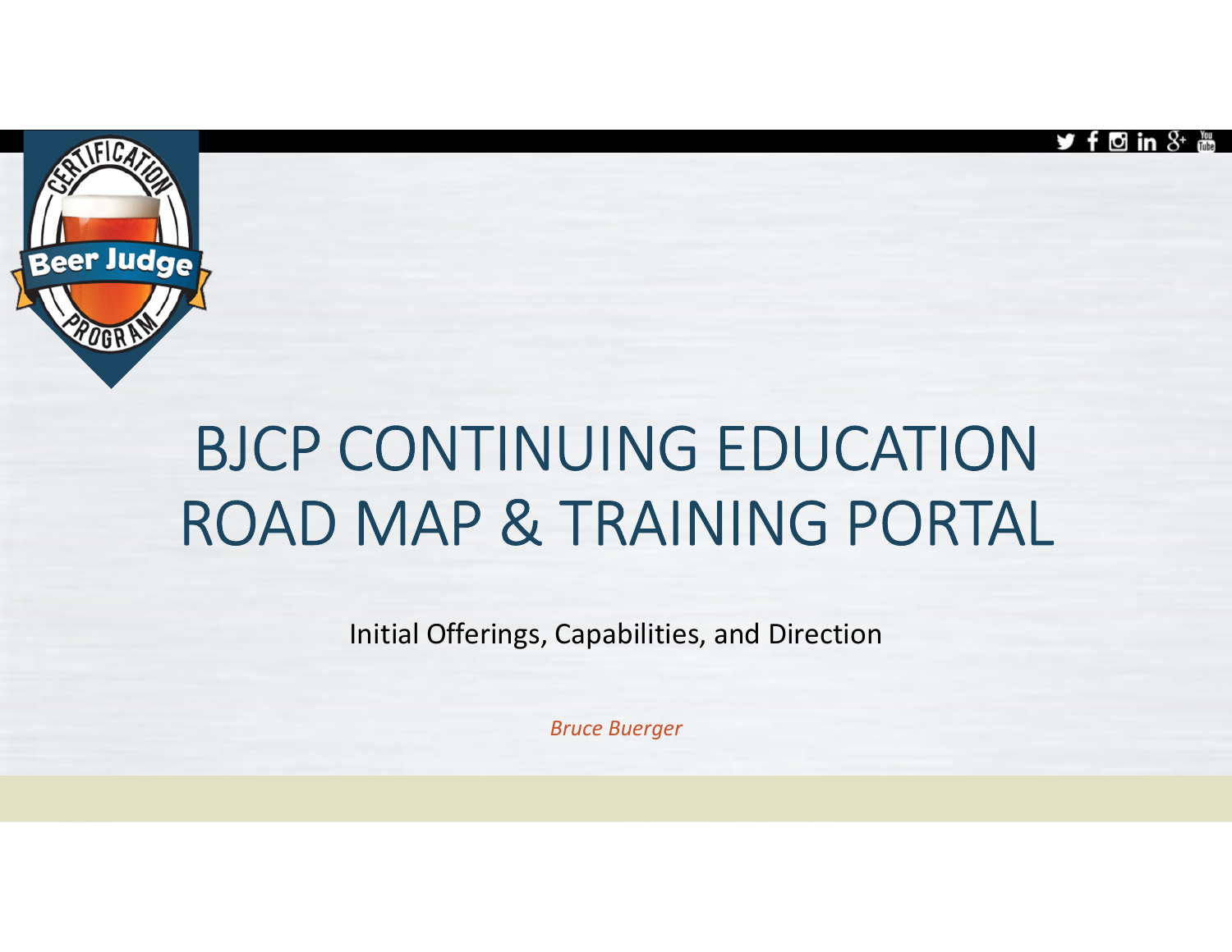# BJCP CONTINUING EDUCATION ROAD MAP & TRAINING PORTAL

Initial Offerings, Capabilities, and Direction

*Bruce Buerger*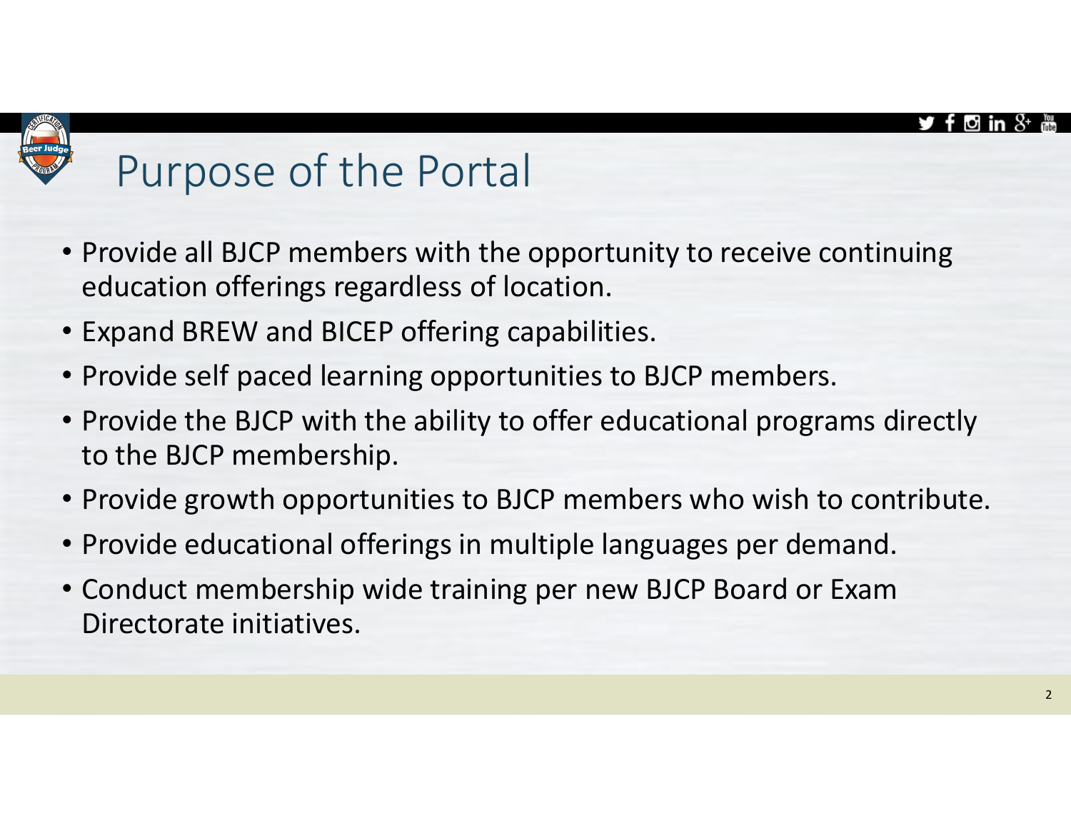# Purpose of the Portal

- Provide all BJCP members with the opportunity to receive continuing education offerings regardless of location.
- Expand BREW and BICEP offering capabilities.
- Provide self paced learning opportunities to BJCP members.
- Provide the BJCP with the ability to offer educational programs directly to the BJCP membership.
- Provide growth opportunities to BJCP members who wish to contribute.
- Provide educational offerings in multiple languages per demand.
- Conduct membership wide training per new BJCP Board or Exam Directorate initiatives.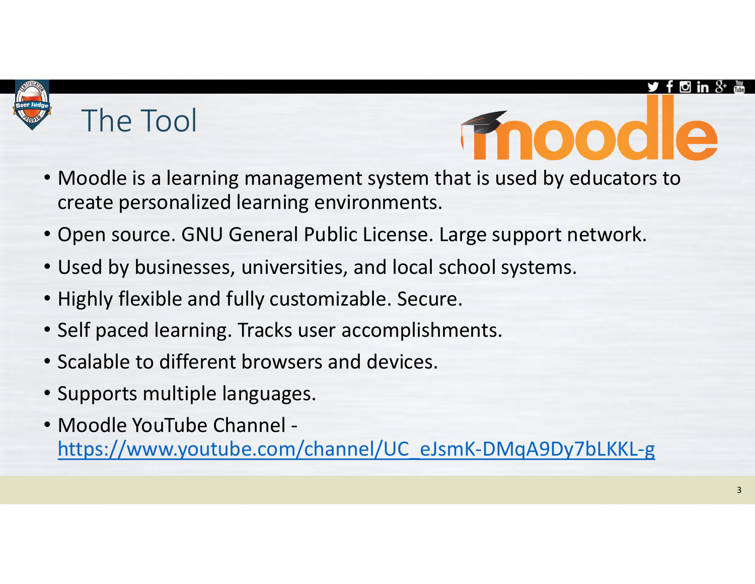# The Tool

- Moodle is a learning management system that is used by educators to create personalized learning environments.
- Open source. GNU General Public License. Large support network.
- Used by businesses, universities, and local school systems.
- Highly flexible and fully customizable. Secure.
- Self paced learning. Tracks user accomplishments.
- Scalable to different browsers and devices.
- Supports multiple languages.
- Moodle YouTube Channel - https://www.youtube.com/channel/UC_eJsmK-DMqA9Dy7bLKKL-g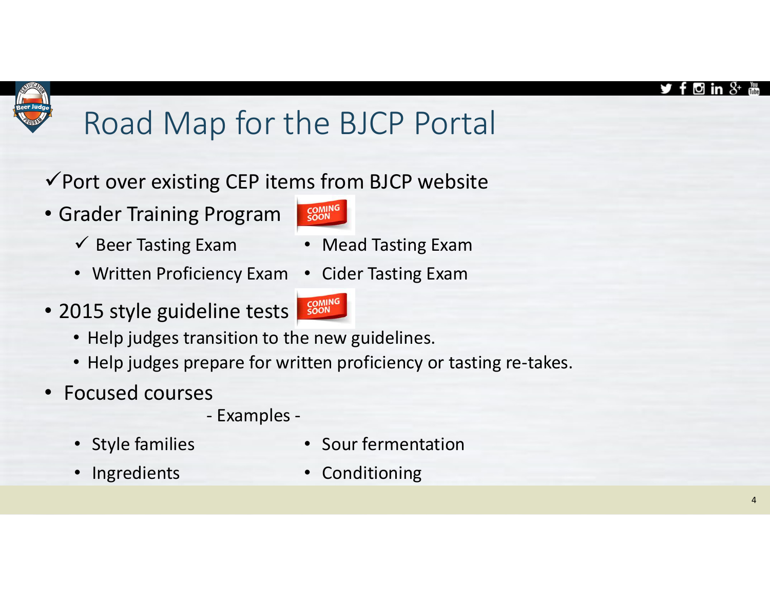# Road Map for the BJCP Portal

- ✓ Port over existing CEP items from BJCP website
- Grader Training Program COMING SOON
  - ✓ Beer Tasting Exam
  - Written Proficiency Exam
  - Mead Tasting Exam
  - Cider Tasting Exam
- 2015 style guideline tests COMING SOON
  - Help judges transition to the new guidelines.
  - Help judges prepare for written proficiency or tasting re-takes.
- Focused courses

  \- Examples -

  - Style families
  - Ingredients
  - Sour fermentation
  - Conditioning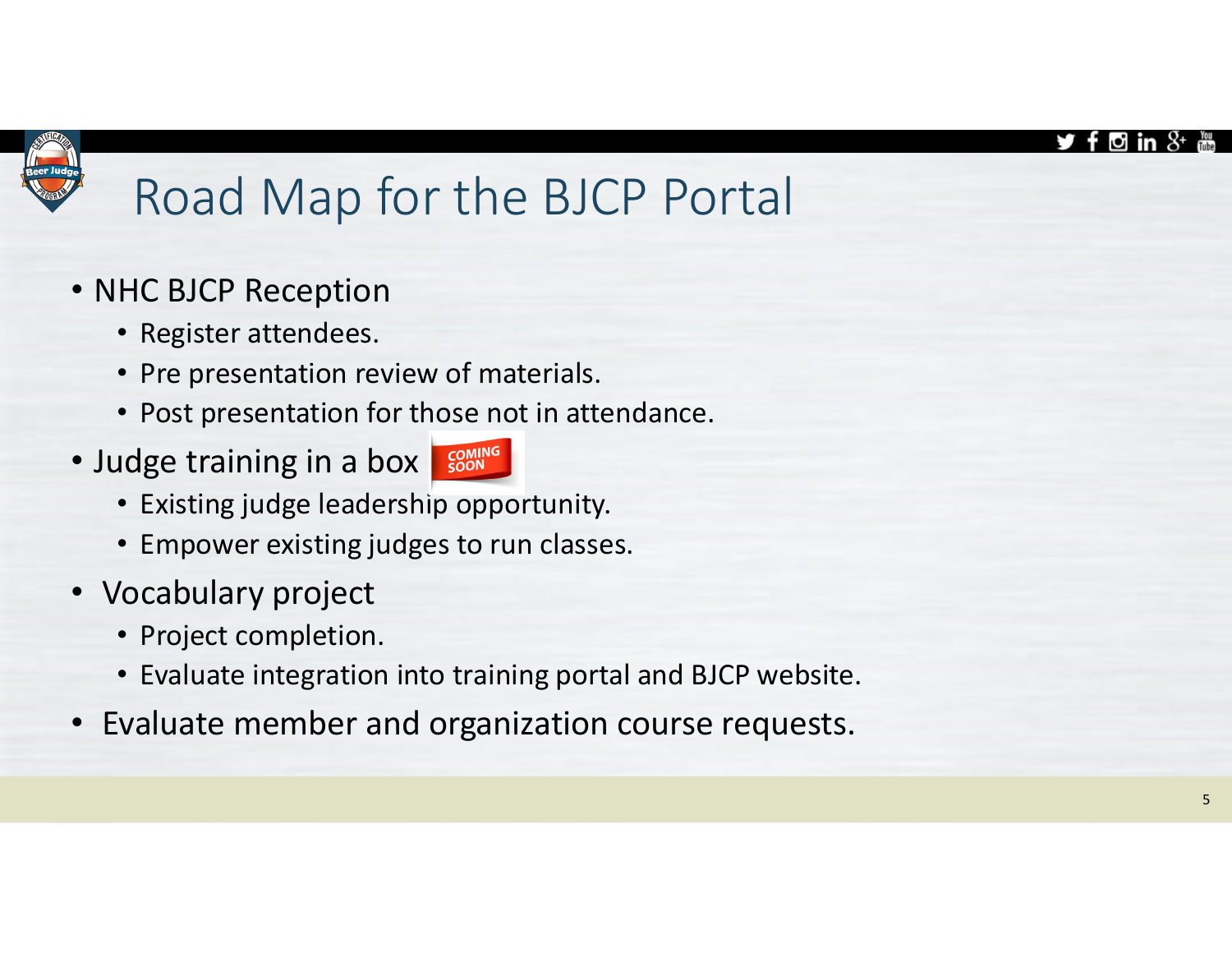# Road Map for the BJCP Portal

- NHC BJCP Reception
  - Register attendees.
  - Pre presentation review of materials.
  - Post presentation for those not in attendance.
- Judge training in a box COMING SOON
  - Existing judge leadership opportunity.
  - Empower existing judges to run classes.
- Vocabulary project
  - Project completion.
  - Evaluate integration into training portal and BJCP website.
- Evaluate member and organization course requests.